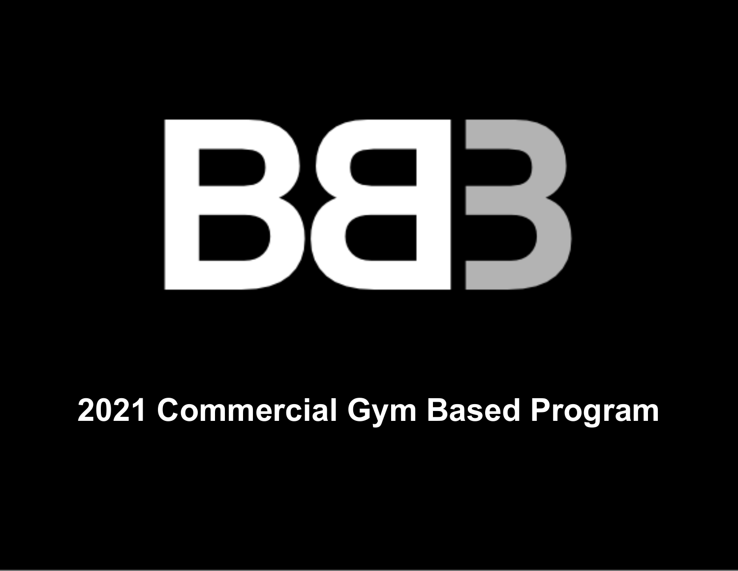# BBB

## 2021 Commercial Gym Based Program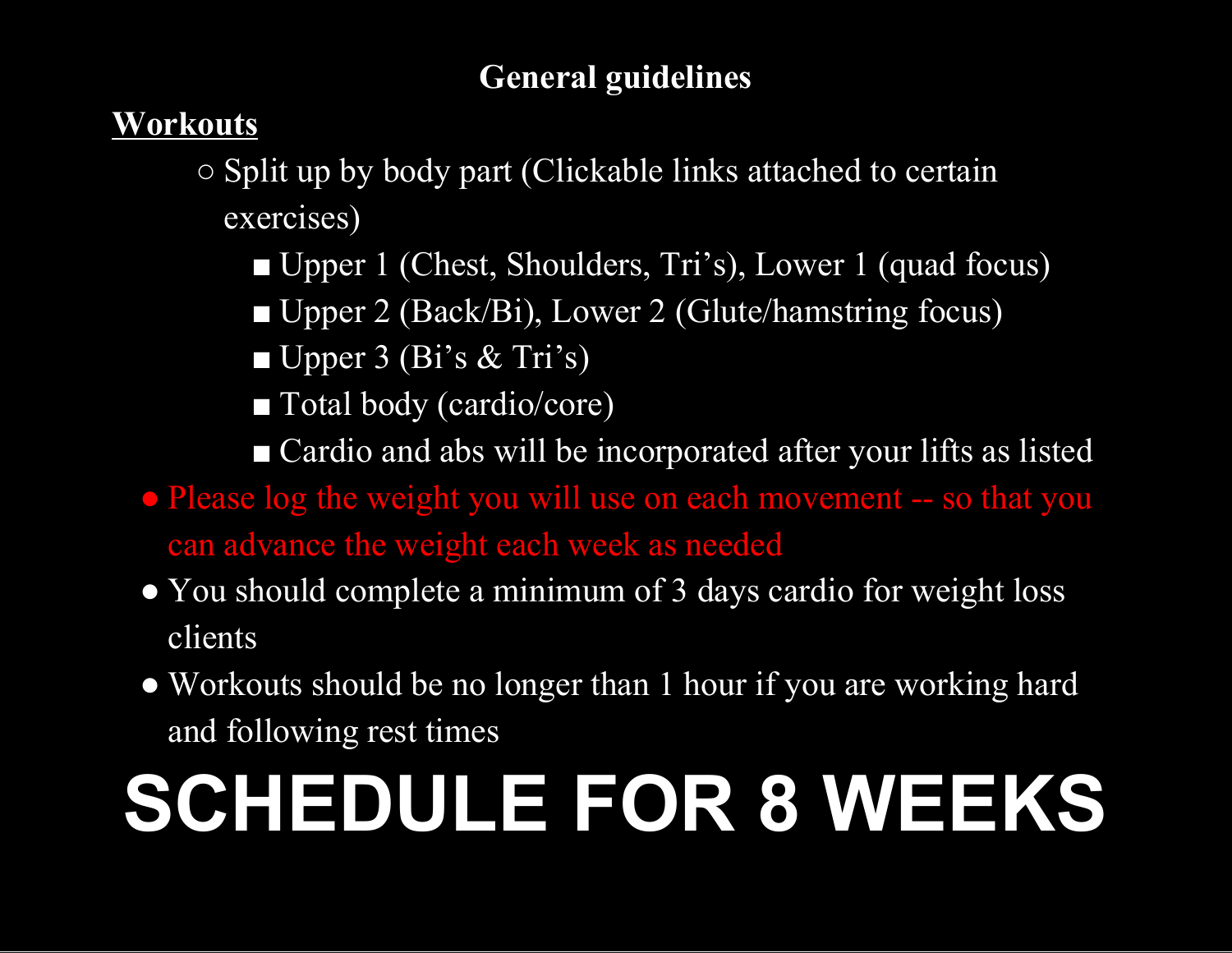### General guidelines

**<u>Workouts</u>**

- Split up by body part (Clickable links attached to certain exercises)
  - Upper 1 (Chest, Shoulders, Tri's), Lower 1 (quad focus)
  - Upper 2 (Back/Bi), Lower 2 (Glute/hamstring focus)
  - Upper 3 (Bi's & Tri's)
  - Total body (cardio/core)
  - Cardio and abs will be incorporated after your lifts as listed
- Please log the weight you will use on each movement -- so that you can advance the weight each week as needed
- You should complete a minimum of 3 days cardio for weight loss clients
- Workouts should be no longer than 1 hour if you are working hard and following rest times

# SCHEDULE FOR 8 WEEKS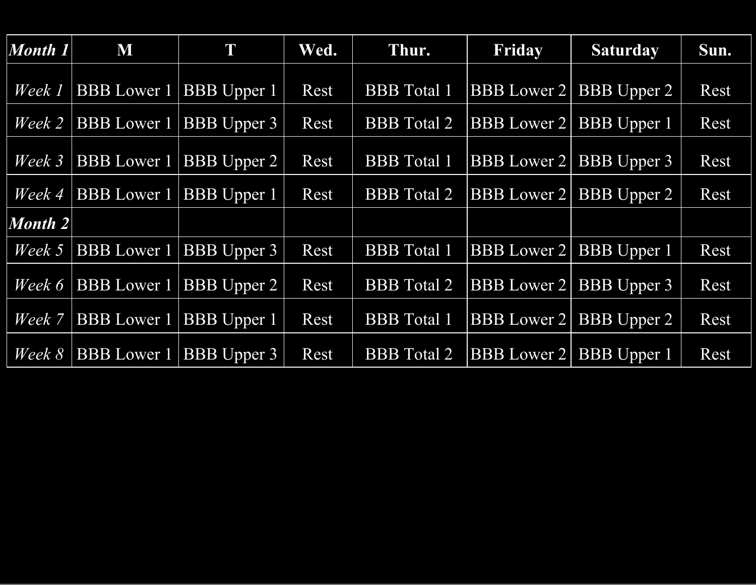| *Month 1* | **M** | **T** | **Wed.** | **Thur.** | **Friday** | **Saturday** | **Sun.** |
|---|---|---|---|---|---|---|---|
| *Week 1* | BBB Lower 1 | BBB Upper 1 | Rest | BBB Total 1 | BBB Lower 2 | BBB Upper 2 | Rest |
| *Week 2* | BBB Lower 1 | BBB Upper 3 | Rest | BBB Total 2 | BBB Lower 2 | BBB Upper 1 | Rest |
| *Week 3* | BBB Lower 1 | BBB Upper 2 | Rest | BBB Total 1 | BBB Lower 2 | BBB Upper 3 | Rest |
| *Week 4* | BBB Lower 1 | BBB Upper 1 | Rest | BBB Total 2 | BBB Lower 2 | BBB Upper 2 | Rest |
| ***Month 2*** | | | | | | | |
| *Week 5* | BBB Lower 1 | BBB Upper 3 | Rest | BBB Total 1 | BBB Lower 2 | BBB Upper 1 | Rest |
| *Week 6* | BBB Lower 1 | BBB Upper 2 | Rest | BBB Total 2 | BBB Lower 2 | BBB Upper 3 | Rest |
| *Week 7* | BBB Lower 1 | BBB Upper 1 | Rest | BBB Total 1 | BBB Lower 2 | BBB Upper 2 | Rest |
| *Week 8* | BBB Lower 1 | BBB Upper 3 | Rest | BBB Total 2 | BBB Lower 2 | BBB Upper 1 | Rest |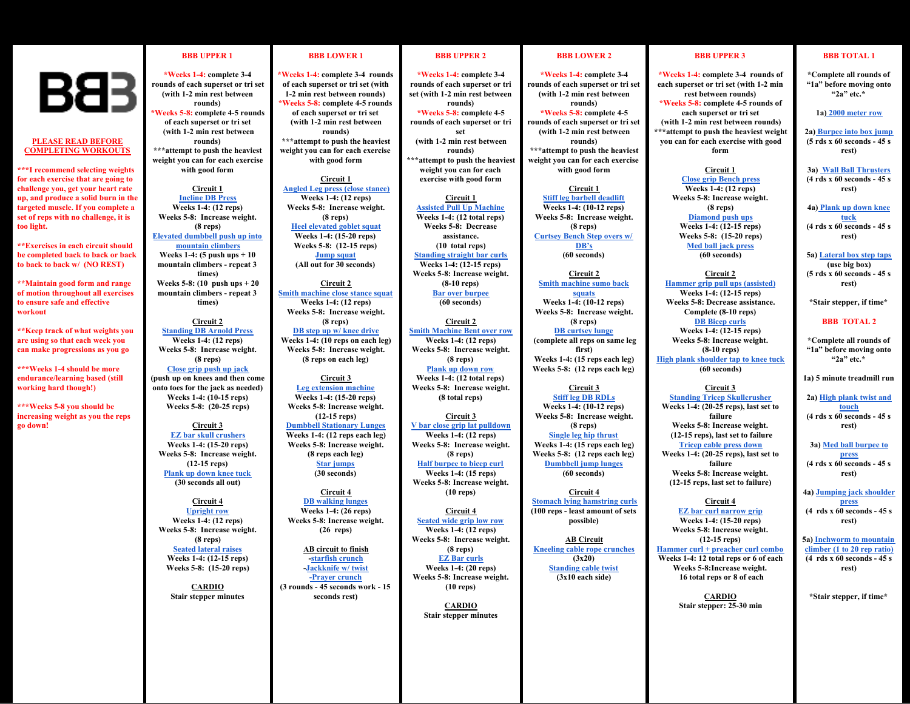# BB3

**PLEASE READ BEFORE COMPLETING WORKOUTS**

***I recommend selecting weights for each exercise that are going to challenge you, get your heart rate up, and produce a solid burn in the targeted muscle. If you complete a set of reps with no challenge, it is too light.

**Exercises in each circuit should be completed back to back or back to back to back w/ (NO REST)

**Maintain good form and range of motion throughout all exercises to ensure safe and effective workout

**Keep track of what weights you are using so that each week you can make progressions as you go

***Weeks 1-4 should be more endurance/learning based (still working hard though!)

***Weeks 5-8 you should be increasing weight as you the reps go down!

## BBB UPPER 1

*Weeks 1-4: complete 3-4 rounds of each superset or tri set (with 1-2 min rest between rounds)
*Weeks 5-8: complete 4-5 rounds of each superset or tri set (with 1-2 min rest between rounds)
***attempt to push the heaviest weight you can for each exercise with good form

**Circuit 1**
Incline DB Press
Weeks 1-4: (12 reps)
Weeks 5-8: Increase weight. (8 reps)
Elevated dumbbell push up into mountain climbers
Weeks 1-4: (5 push ups + 10 mountain climbers - repeat 3 times)
Weeks 5-8: (10 push ups + 20 mountain climbers - repeat 3 times)

**Circuit 2**
Standing DB Arnold Press
Weeks 1-4: (12 reps)
Weeks 5-8: Increase weight. (8 reps)
Close grip push up jack
(push up on knees and then come onto toes for the jack as needed)
Weeks 1-4: (10-15 reps)
Weeks 5-8: (20-25 reps)

**Circuit 3**
EZ bar skull crushers
Weeks 1-4: (15-20 reps)
Weeks 5-8: Increase weight. (12-15 reps)
Plank up down knee tuck
(30 seconds all out)

**Circuit 4**
Upright row
Weeks 1-4: (12 reps)
Weeks 5-8: Increase weight. (8 reps)
Seated lateral raises
Weeks 1-4: (12-15 reps)
Weeks 5-8: (15-20 reps)

**CARDIO**
Stair stepper minutes

## BBB LOWER 1

*Weeks 1-4: complete 3-4 rounds of each superset or tri set (with 1-2 min rest between rounds)
*Weeks 5-8: complete 4-5 rounds of each superset or tri set (with 1-2 min rest between rounds)
***attempt to push the heaviest weight you can for each exercise with good form

**Circuit 1**
Angled Leg press (close stance)
Weeks 1-4: (12 reps)
Weeks 5-8: Increase weight. (8 reps)
Heel elevated goblet squat
Weeks 1-4: (15-20 reps)
Weeks 5-8: (12-15 reps)
Jump squat
(All out for 30 seconds)

**Circuit 2**
Smith machine close stance squat
Weeks 1-4: (12 reps)
Weeks 5-8: Increase weight. (8 reps)
DB step up w/ knee drive
Weeks 1-4: (10 reps on each leg)
Weeks 5-8: Increase weight. (8 reps on each leg)

**Circuit 3**
Leg extension machine
Weeks 1-4: (15-20 reps)
Weeks 5-8: Increase weight. (12-15 reps)
Dumbbell Stationary Lunges
Weeks 1-4: (12 reps each leg)
Weeks 5-8: Increase weight. (8 reps each leg)
Star jumps
(30 seconds)

**Circuit 4**
DB walking lunges
Weeks 1-4: (26 reps)
Weeks 5-8: Increase weight. (26 reps)

**AB circuit to finish**
-starfish crunch
-Jackknife w/ twist
-Prayer crunch
(3 rounds - 45 seconds work - 15 seconds rest)

## BBB UPPER 2

*Weeks 1-4: complete 3-4 rounds of each superset or tri set (with 1-2 min rest between rounds)
*Weeks 5-8: complete 4-5 rounds of each superset or tri set
(with 1-2 min rest between rounds)
***attempt to push the heaviest weight you can for each exercise with good form

**Circuit 1**
Assisted Pull Up Machine
Weeks 1-4: (12 total reps)
Weeks 5-8: Decrease assistance. (10 total reps)
Standing straight bar curls
Weeks 1-4: (12-15 reps)
Weeks 5-8: Increase weight. (8-10 reps)
Bar over burpee
(60 seconds)

**Circuit 2**
Smith Machine Bent over row
Weeks 1-4: (12 reps)
Weeks 5-8: Increase weight. (8 reps)
Plank up down row
Weeks 1-4: (12 total reps)
Weeks 5-8: Increase weight. (8 total reps)

**Circuit 3**
V bar close grip lat pulldown
Weeks 1-4: (12 reps)
Weeks 5-8: Increase weight. (8 reps)
Half burpee to bicep curl
Weeks 1-4: (15 reps)
Weeks 5-8: Increase weight. (10 reps)

**Circuit 4**
Seated wide grip low row
Weeks 1-4: (12 reps)
Weeks 5-8: Increase weight. (8 reps)
EZ Bar curls
Weeks 1-4: (20 reps)
Weeks 5-8: Increase weight. (10 reps)

**CARDIO**
Stair stepper minutes

## BBB LOWER 2

*Weeks 1-4: complete 3-4 rounds of each superset or tri set (with 1-2 min rest between rounds)
*Weeks 5-8: complete 4-5 rounds of each superset or tri set (with 1-2 min rest between rounds)
***attempt to push the heaviest weight you can for each exercise with good form

**Circuit 1**
Stiff leg barbell deadlift
Weeks 1-4: (10-12 reps)
Weeks 5-8: Increase weight. (8 reps)
Curtsey Bench Step overs w/ DB's
(60 seconds)

**Circuit 2**
Smith machine sumo back squats
Weeks 1-4: (10-12 reps)
Weeks 5-8: Increase weight. (8 reps)
DB curtsey lunge
(complete all reps on same leg first)
Weeks 1-4: (15 reps each leg)
Weeks 5-8: (12 reps each leg)

**Circuit 3**
Stiff leg DB RDLs
Weeks 1-4: (10-12 reps)
Weeks 5-8: Increase weight. (8 reps)
Single leg hip thrust
Weeks 1-4: (15 reps each leg)
Weeks 5-8: (12 reps each leg)
Dumbbell jump lunges
(60 seconds)

**Circuit 4**
Stomach lying hamstring curls
(100 reps - least amount of sets possible)

**AB Circuit**
Kneeling cable rope crunches
(3x20)
Standing cable twist
(3x10 each side)

## BBB UPPER 3

*Weeks 1-4: complete 3-4 rounds of each superset or tri set (with 1-2 min rest between rounds)
*Weeks 5-8: complete 4-5 rounds of each superset or tri set
(with 1-2 min rest between rounds)
***attempt to push the heaviest weight you can for each exercise with good form

**Circuit 1**
Close grip Bench press
Weeks 1-4: (12 reps)
Weeks 5-8: Increase weight. (8 reps)
Diamond push ups
Weeks 1-4: (12-15 reps)
Weeks 5-8: (15-20 reps)
Med ball jack press
(60 seconds)

**Circuit 2**
Hammer grip pull ups (assisted)
Weeks 1-4: (12-15 reps)
Weeks 5-8: Decrease assistance. Complete (8-10 reps)
DB Bicep curls
Weeks 1-4: (12-15 reps)
Weeks 5-8: Increase weight. (8-10 reps)
High plank shoulder tap to knee tuck
(60 seconds)

**Circuit 3**
Standing Tricep Skullcrusher
Weeks 1-4: (20-25 reps), last set to failure
Weeks 5-8: Increase weight. (12-15 reps), last set to failure
Tricep cable press down
Weeks 1-4: (20-25 reps), last set to failure
Weeks 5-8: Increase weight. (12-15 reps, last set to failure)

**Circuit 4**
EZ bar curl narrow grip
Weeks 1-4: (15-20 reps)
Weeks 5-8: Increase weight. (12-15 reps)
Hammer curl + preacher curl combo
Weeks 1-4: 12 total reps or 6 of each
Weeks 5-8:Increase weight. 16 total reps or 8 of each

**CARDIO**
Stair stepper: 25-30 min

## BBB TOTAL 1

*Complete all rounds of "1a" before moving onto "2a" etc.*

1a) 2000 meter row

2a) Burpee into box jump
(5 rds x 60 seconds - 45 s rest)

3a) Wall Ball Thrusters
(4 rds x 60 seconds - 45 s rest)

4a) Plank up down knee tuck
(4 rds x 60 seconds - 45 s rest)

5a) Lateral box step taps
(use big box)
(5 rds x 60 seconds - 45 s rest)

*Stair stepper, if time*

## BBB TOTAL 2

*Complete all rounds of "1a" before moving onto "2a" etc.*

1a) 5 minute treadmill run

2a) High plank twist and touch
(4 rds x 60 seconds - 45 s rest)

3a) Med ball burpee to press
(4 rds x 60 seconds - 45 s rest)

4a) Jumping jack shoulder press
(4 rds x 60 seconds - 45 s rest)

5a) Inchworm to mountain climber (1 to 20 rep ratio)
(4 rds x 60 seconds - 45 s rest)

*Stair stepper, if time*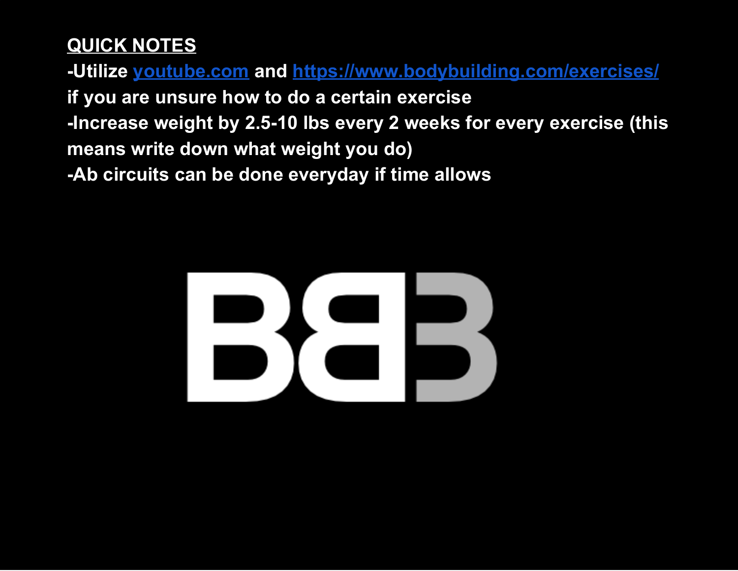**QUICK NOTES**

-Utilize [youtube.com](https://youtube.com) and [https://www.bodybuilding.com/exercises/](https://www.bodybuilding.com/exercises/) if you are unsure how to do a certain exercise

-Increase weight by 2.5-10 lbs every 2 weeks for every exercise (this means write down what weight you do)

-Ab circuits can be done everyday if time allows